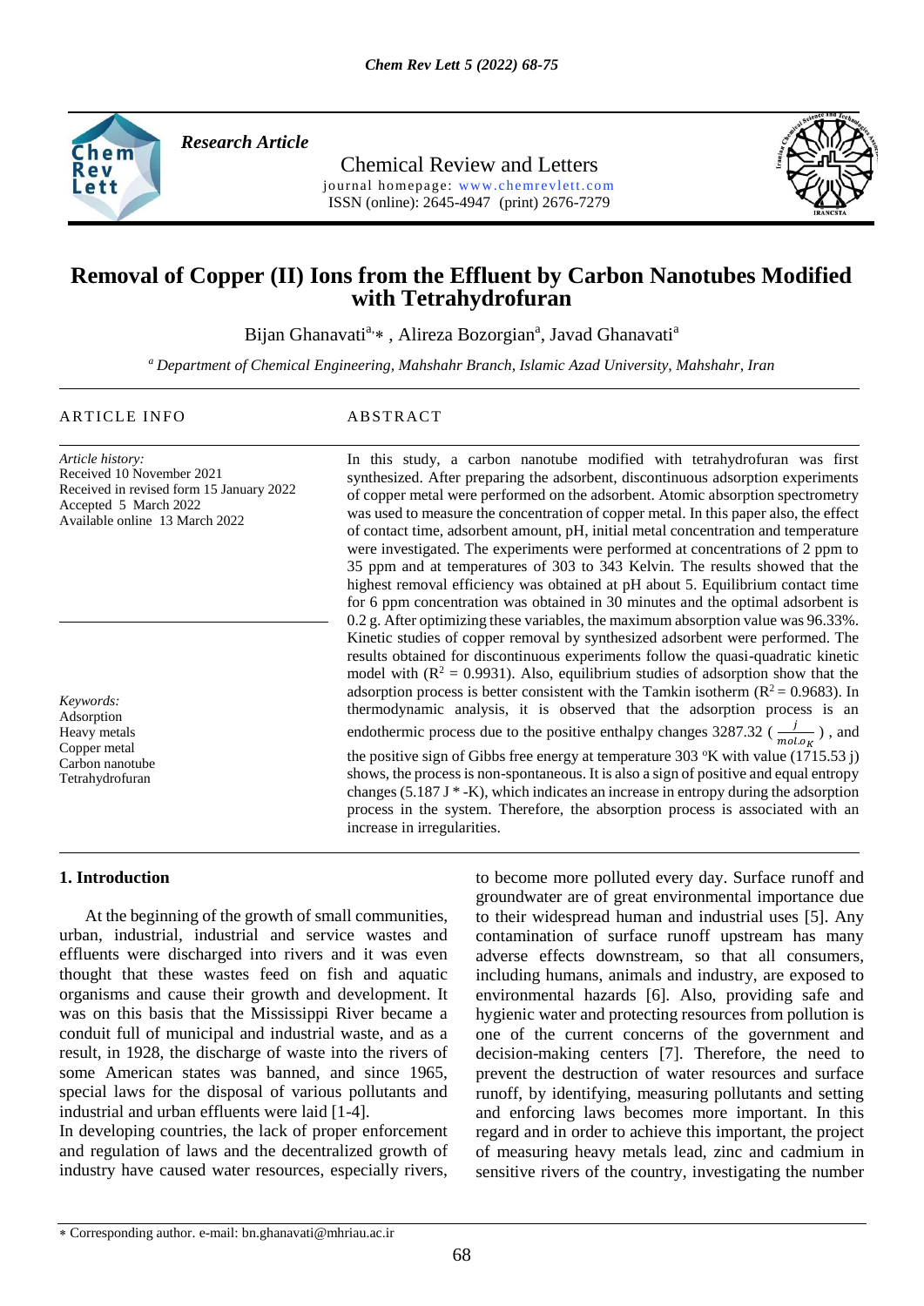*Research Article*

Chemical Review and Letters

journal homepage: www.chemrevlett.com

ISSN (online): 2645-4947 (print) 2676-7279

# Removal of Copper (II) Ions from the Effluent by Carbon Nanotubes Modified with Tetrahydrofuran

Bijan Ghanavati[a,]*, Alireza Bozorgian[a], Javad Ghanavati[a]

[a] *Department of Chemical Engineering, Mahshahr Branch, Islamic Azad University, Mahshahr, Iran*

ARTICLE INFO

*Article history:*
Received 10 November 2021
Received in revised form 15 January 2022
Accepted 5 March 2022
Available online 13 March 2022

*Keywords:*
Adsorption
Heavy metals
Copper metal
Carbon nanotube
Tetrahydrofuran

ABSTRACT

In this study, a carbon nanotube modified with tetrahydrofuran was first synthesized. After preparing the adsorbent, discontinuous adsorption experiments of copper metal were performed on the adsorbent. Atomic absorption spectrometry was used to measure the concentration of copper metal. In this paper also, the effect of contact time, adsorbent amount, pH, initial metal concentration and temperature were investigated. The experiments were performed at concentrations of 2 ppm to 35 ppm and at temperatures of 303 to 343 Kelvin. The results showed that the highest removal efficiency was obtained at pH about 5. Equilibrium contact time for 6 ppm concentration was obtained in 30 minutes and the optimal adsorbent is 0.2 g. After optimizing these variables, the maximum absorption value was 96.33%. Kinetic studies of copper removal by synthesized adsorbent were performed. The results obtained for discontinuous experiments follow the quasi-quadratic kinetic model with ($R^2$ = 0.9931). Also, equilibrium studies of adsorption show that the adsorption process is better consistent with the Tamkin isotherm ($R^2$ = 0.9683). In thermodynamic analysis, it is observed that the adsorption process is an endothermic process due to the positive enthalpy changes 3287.32 ($\frac{j}{mol.o_K}$), and the positive sign of Gibbs free energy at temperature 303 °K with value (1715.53 j) shows, the process is non-spontaneous. It is also a sign of positive and equal entropy changes (5.187 J * -K), which indicates an increase in entropy during the adsorption process in the system. Therefore, the absorption process is associated with an increase in irregularities.

## 1. Introduction

At the beginning of the growth of small communities, urban, industrial, industrial and service wastes and effluents were discharged into rivers and it was even thought that these wastes feed on fish and aquatic organisms and cause their growth and development. It was on this basis that the Mississippi River became a conduit full of municipal and industrial waste, and as a result, in 1928, the discharge of waste into the rivers of some American states was banned, and since 1965, special laws for the disposal of various pollutants and industrial and urban effluents were laid [1-4].

In developing countries, the lack of proper enforcement and regulation of laws and the decentralized growth of industry have caused water resources, especially rivers, to become more polluted every day. Surface runoff and groundwater are of great environmental importance due to their widespread human and industrial uses [5]. Any contamination of surface runoff upstream has many adverse effects downstream, so that all consumers, including humans, animals and industry, are exposed to environmental hazards [6]. Also, providing safe and hygienic water and protecting resources from pollution is one of the current concerns of the government and decision-making centers [7]. Therefore, the need to prevent the destruction of water resources and surface runoff, by identifying, measuring pollutants and setting and enforcing laws becomes more important. In this regard and in order to achieve this important, the project of measuring heavy metals lead, zinc and cadmium in sensitive rivers of the country, investigating the number

* Corresponding author. e-mail: bn.ghanavati@mhriau.ac.ir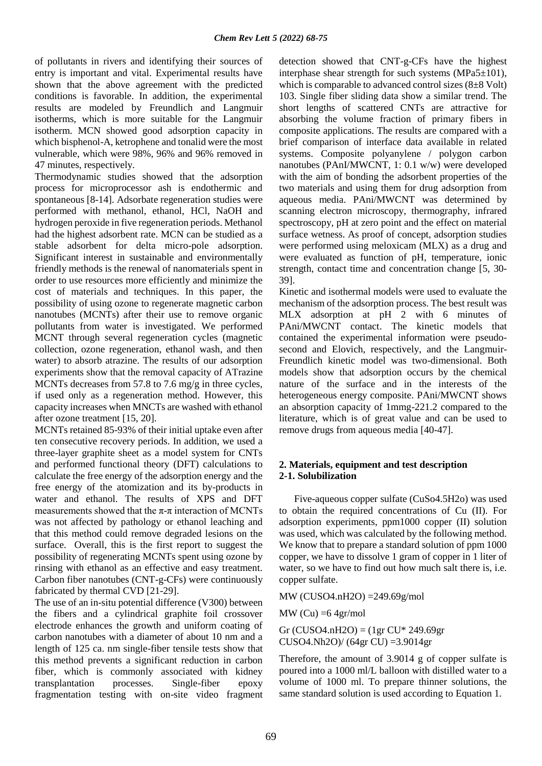of pollutants in rivers and identifying their sources of entry is important and vital. Experimental results have shown that the above agreement with the predicted conditions is favorable. In addition, the experimental results are modeled by Freundlich and Langmuir isotherms, which is more suitable for the Langmuir isotherm. MCN showed good adsorption capacity in which bisphenol-A, ketrophene and tonalid were the most vulnerable, which were 98%, 96% and 96% removed in 47 minutes, respectively.

Thermodynamic studies showed that the adsorption process for microprocessor ash is endothermic and spontaneous [8-14]. Adsorbate regeneration studies were performed with methanol, ethanol, HCl, NaOH and hydrogen peroxide in five regeneration periods. Methanol had the highest adsorbent rate. MCN can be studied as a stable adsorbent for delta micro-pole adsorption. Significant interest in sustainable and environmentally friendly methods is the renewal of nanomaterials spent in order to use resources more efficiently and minimize the cost of materials and techniques. In this paper, the possibility of using ozone to regenerate magnetic carbon nanotubes (MCNTs) after their use to remove organic pollutants from water is investigated. We performed MCNT through several regeneration cycles (magnetic collection, ozone regeneration, ethanol wash, and then water) to absorb atrazine. The results of our adsorption experiments show that the removal capacity of ATrazine MCNTs decreases from 57.8 to 7.6 mg/g in three cycles, if used only as a regeneration method. However, this capacity increases when MNCTs are washed with ethanol after ozone treatment [15, 20].

MCNTs retained 85-93% of their initial uptake even after ten consecutive recovery periods. In addition, we used a three-layer graphite sheet as a model system for CNTs and performed functional theory (DFT) calculations to calculate the free energy of the adsorption energy and the free energy of the atomization and its by-products in water and ethanol. The results of XPS and DFT measurements showed that the π-π interaction of MCNTs was not affected by pathology or ethanol leaching and that this method could remove degraded lesions on the surface. Overall, this is the first report to suggest the possibility of regenerating MCNTs spent using ozone by rinsing with ethanol as an effective and easy treatment. Carbon fiber nanotubes (CNT-g-CFs) were continuously fabricated by thermal CVD [21-29].

The use of an in-situ potential difference (V300) between the fibers and a cylindrical graphite foil crossover electrode enhances the growth and uniform coating of carbon nanotubes with a diameter of about 10 nm and a length of 125 ca. nm single-fiber tensile tests show that this method prevents a significant reduction in carbon fiber, which is commonly associated with kidney transplantation processes. Single-fiber epoxy fragmentation testing with on-site video fragment detection showed that CNT-g-CFs have the highest interphase shear strength for such systems (MPa5±101), which is comparable to advanced control sizes (8±8 Volt) 103. Single fiber sliding data show a similar trend. The short lengths of scattered CNTs are attractive for absorbing the volume fraction of primary fibers in composite applications. The results are compared with a brief comparison of interface data available in related systems. Composite polyanylene / polygon carbon nanotubes (PAnI/MWCNT, 1: 0.1 w/w) were developed with the aim of bonding the adsorbent properties of the two materials and using them for drug adsorption from aqueous media. PAni/MWCNT was determined by scanning electron microscopy, thermography, infrared spectroscopy, pH at zero point and the effect on material surface wetness. As proof of concept, adsorption studies were performed using meloxicam (MLX) as a drug and were evaluated as function of pH, temperature, ionic strength, contact time and concentration change [5, 30-39].

Kinetic and isothermal models were used to evaluate the mechanism of the adsorption process. The best result was MLX adsorption at pH 2 with 6 minutes of PAni/MWCNT contact. The kinetic models that contained the experimental information were pseudo-second and Elovich, respectively, and the Langmuir-Freundlich kinetic model was two-dimensional. Both models show that adsorption occurs by the chemical nature of the surface and in the interests of the heterogeneous energy composite. PAni/MWCNT shows an absorption capacity of 1mmg-221.2 compared to the literature, which is of great value and can be used to remove drugs from aqueous media [40-47].

## 2. Materials, equipment and test description

### 2-1. Solubilization

Five-aqueous copper sulfate ($CuSo_4.5H_2o$) was used to obtain the required concentrations of Cu (II). For adsorption experiments, ppm1000 copper (II) solution was used, which was calculated by the following method. We know that to prepare a standard solution of ppm 1000 copper, we have to dissolve 1 gram of copper in 1 liter of water, so we have to find out how much salt there is, i.e. copper sulfate.

MW ($CUSO_4.nH_2O$) =249.69g/mol

MW (Cu) =6 4gr/mol

Gr ($CUSO_4.nH_2O$) = (1gr CU* 249.69gr $CUSO_4.Nh_2O$)/ (64gr CU) =3.9014gr

Therefore, the amount of 3.9014 g of copper sulfate is poured into a 1000 ml/L balloon with distilled water to a volume of 1000 ml. To prepare thinner solutions, the same standard solution is used according to Equation 1.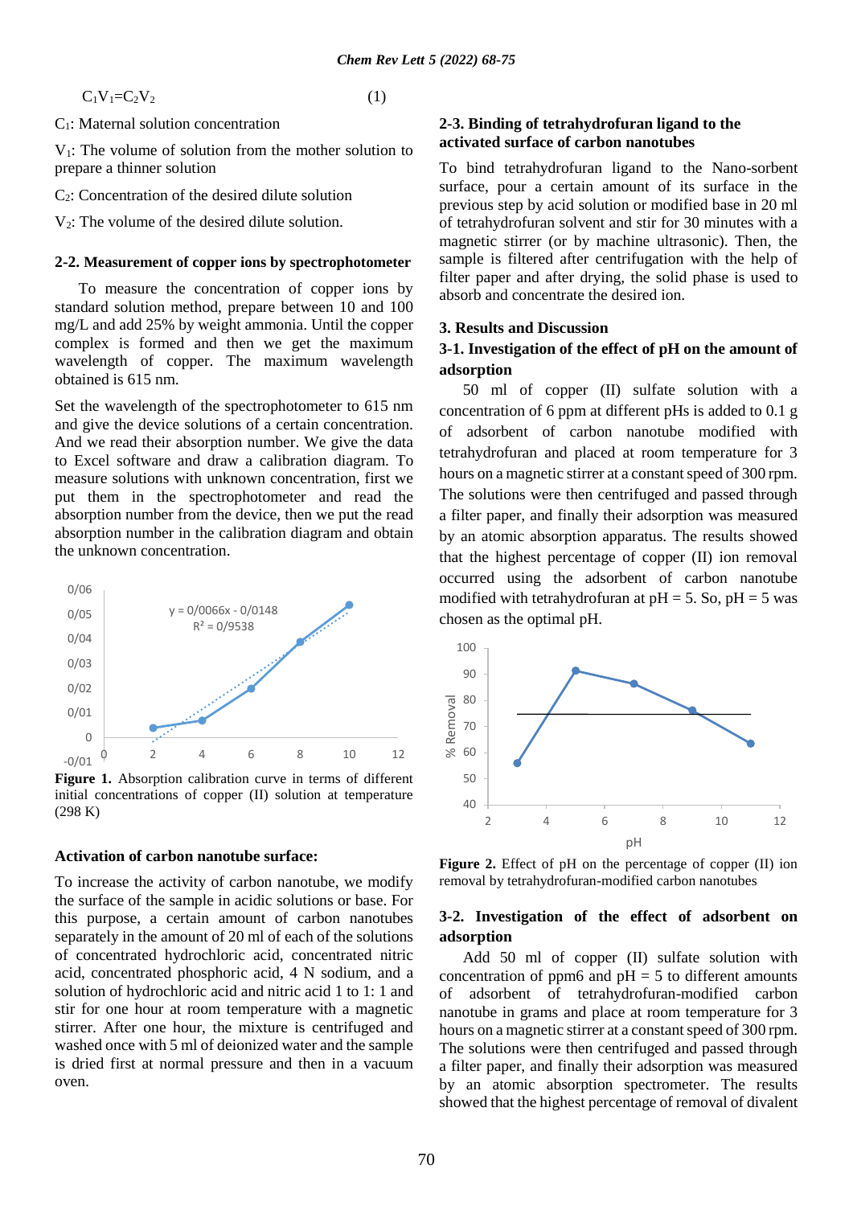$$C_1V_1=C_2V_2 \quad (1)$$

$C_1$: Maternal solution concentration

$V_1$: The volume of solution from the mother solution to prepare a thinner solution

$C_2$: Concentration of the desired dilute solution

$V_2$: The volume of the desired dilute solution.

### 2-2. Measurement of copper ions by spectrophotometer

To measure the concentration of copper ions by standard solution method, prepare between 10 and 100 mg/L and add 25% by weight ammonia. Until the copper complex is formed and then we get the maximum wavelength of copper. The maximum wavelength obtained is 615 nm.

Set the wavelength of the spectrophotometer to 615 nm and give the device solutions of a certain concentration. And we read their absorption number. We give the data to Excel software and draw a calibration diagram. To measure solutions with unknown concentration, first we put them in the spectrophotometer and read the absorption number from the device, then we put the read absorption number in the calibration diagram and obtain the unknown concentration.

**Figure 1.** Absorption calibration curve in terms of different initial concentrations of copper (II) solution at temperature (298 K)

### Activation of carbon nanotube surface:

To increase the activity of carbon nanotube, we modify the surface of the sample in acidic solutions or base. For this purpose, a certain amount of carbon nanotubes separately in the amount of 20 ml of each of the solutions of concentrated hydrochloric acid, concentrated nitric acid, concentrated phosphoric acid, 4 N sodium, and a solution of hydrochloric acid and nitric acid 1 to 1: 1 and stir for one hour at room temperature with a magnetic stirrer. After one hour, the mixture is centrifuged and washed once with 5 ml of deionized water and the sample is dried first at normal pressure and then in a vacuum oven.

### 2-3. Binding of tetrahydrofuran ligand to the activated surface of carbon nanotubes

To bind tetrahydrofuran ligand to the Nano-sorbent surface, pour a certain amount of its surface in the previous step by acid solution or modified base in 20 ml of tetrahydrofuran solvent and stir for 30 minutes with a magnetic stirrer (or by machine ultrasonic). Then, the sample is filtered after centrifugation with the help of filter paper and after drying, the solid phase is used to absorb and concentrate the desired ion.

## 3. Results and Discussion

### 3-1. Investigation of the effect of pH on the amount of adsorption

50 ml of copper (II) sulfate solution with a concentration of 6 ppm at different pHs is added to 0.1 g of adsorbent of carbon nanotube modified with tetrahydrofuran and placed at room temperature for 3 hours on a magnetic stirrer at a constant speed of 300 rpm. The solutions were then centrifuged and passed through a filter paper, and finally their adsorption was measured by an atomic absorption apparatus. The results showed that the highest percentage of copper (II) ion removal occurred using the adsorbent of carbon nanotube modified with tetrahydrofuran at pH = 5. So, pH = 5 was chosen as the optimal pH.

**Figure 2.** Effect of pH on the percentage of copper (II) ion removal by tetrahydrofuran-modified carbon nanotubes

### 3-2. Investigation of the effect of adsorbent on adsorption

Add 50 ml of copper (II) sulfate solution with concentration of ppm6 and pH = 5 to different amounts of adsorbent of tetrahydrofuran-modified carbon nanotube in grams and place at room temperature for 3 hours on a magnetic stirrer at a constant speed of 300 rpm. The solutions were then centrifuged and passed through a filter paper, and finally their adsorption was measured by an atomic absorption spectrometer. The results showed that the highest percentage of removal of divalent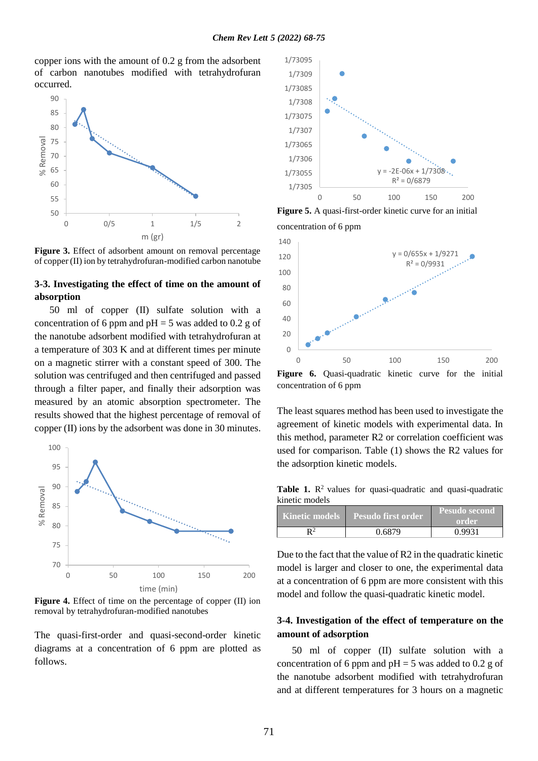copper ions with the amount of 0.2 g from the adsorbent of carbon nanotubes modified with tetrahydrofuran occurred.

**Figure 3.** Effect of adsorbent amount on removal percentage of copper (II) ion by tetrahydrofuran-modified carbon nanotube

### 3-3. Investigating the effect of time on the amount of absorption

50 ml of copper (II) sulfate solution with a concentration of 6 ppm and pH = 5 was added to 0.2 g of the nanotube adsorbent modified with tetrahydrofuran at a temperature of 303 K and at different times per minute on a magnetic stirrer with a constant speed of 300. The solution was centrifuged and then centrifuged and passed through a filter paper, and finally their adsorption was measured by an atomic absorption spectrometer. The results showed that the highest percentage of removal of copper (II) ions by the adsorbent was done in 30 minutes.

**Figure 4.** Effect of time on the percentage of copper (II) ion removal by tetrahydrofuran-modified nanotubes

The quasi-first-order and quasi-second-order kinetic diagrams at a concentration of 6 ppm are plotted as follows.

**Figure 5.** A quasi-first-order kinetic curve for an initial concentration of 6 ppm

**Figure 6.** Quasi-quadratic kinetic curve for the initial concentration of 6 ppm

The least squares method has been used to investigate the agreement of kinetic models with experimental data. In this method, parameter R2 or correlation coefficient was used for comparison. Table (1) shows the R2 values for the adsorption kinetic models.

**Table 1.** $R^2$ values for quasi-quadratic and quasi-quadratic kinetic models

| Kinetic models | Pesudo first order | Pesudo second order |
|---|---|---|
| $R^2$ | 0.6879 | 0.9931 |

Due to the fact that the value of R2 in the quadratic kinetic model is larger and closer to one, the experimental data at a concentration of 6 ppm are more consistent with this model and follow the quasi-quadratic kinetic model.

### 3-4. Investigation of the effect of temperature on the amount of adsorption

50 ml of copper (II) sulfate solution with a concentration of 6 ppm and pH = 5 was added to 0.2 g of the nanotube adsorbent modified with tetrahydrofuran and at different temperatures for 3 hours on a magnetic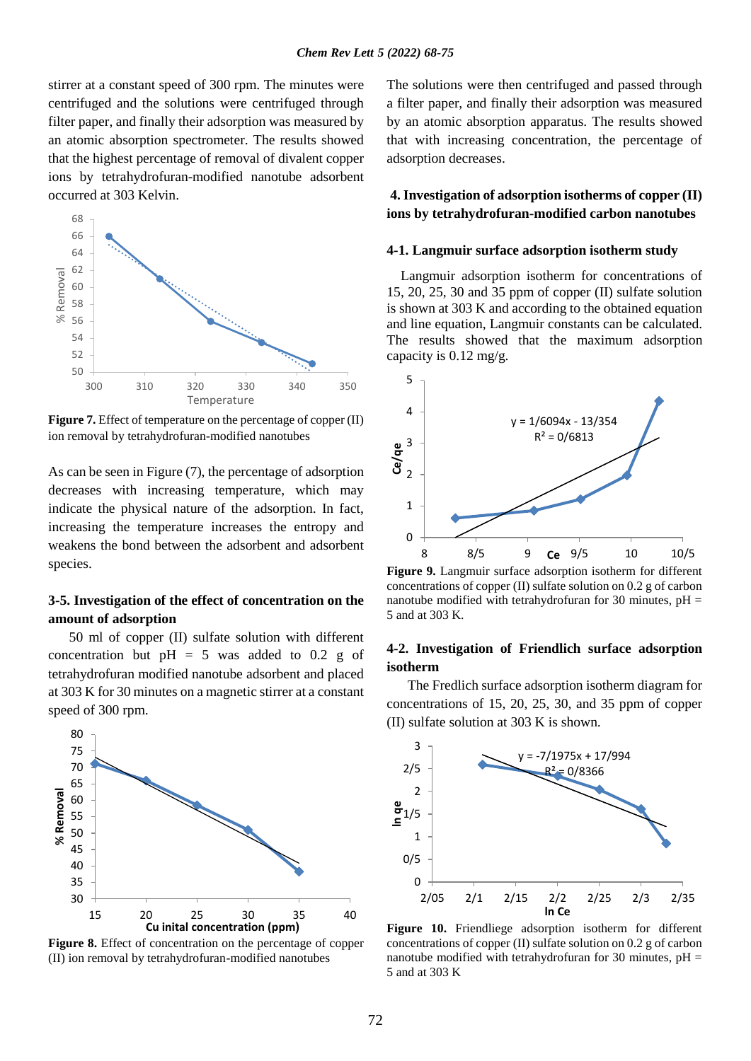stirrer at a constant speed of 300 rpm. The minutes were centrifuged and the solutions were centrifuged through filter paper, and finally their adsorption was measured by an atomic absorption spectrometer. The results showed that the highest percentage of removal of divalent copper ions by tetrahydrofuran-modified nanotube adsorbent occurred at 303 Kelvin.

**Figure 7.** Effect of temperature on the percentage of copper (II) ion removal by tetrahydrofuran-modified nanotubes

As can be seen in Figure (7), the percentage of adsorption decreases with increasing temperature, which may indicate the physical nature of the adsorption. In fact, increasing the temperature increases the entropy and weakens the bond between the adsorbent and adsorbent species.

### 3-5. Investigation of the effect of concentration on the amount of adsorption

50 ml of copper (II) sulfate solution with different concentration but pH = 5 was added to 0.2 g of tetrahydrofuran modified nanotube adsorbent and placed at 303 K for 30 minutes on a magnetic stirrer at a constant speed of 300 rpm.

**Figure 8.** Effect of concentration on the percentage of copper (II) ion removal by tetrahydrofuran-modified nanotubes

The solutions were then centrifuged and passed through a filter paper, and finally their adsorption was measured by an atomic absorption apparatus. The results showed that with increasing concentration, the percentage of adsorption decreases.

## 4. Investigation of adsorption isotherms of copper (II) ions by tetrahydrofuran-modified carbon nanotubes

### 4-1. Langmuir surface adsorption isotherm study

Langmuir adsorption isotherm for concentrations of 15, 20, 25, 30 and 35 ppm of copper (II) sulfate solution is shown at 303 K and according to the obtained equation and line equation, Langmuir constants can be calculated. The results showed that the maximum adsorption capacity is 0.12 mg/g.

**Figure 9.** Langmuir surface adsorption isotherm for different concentrations of copper (II) sulfate solution on 0.2 g of carbon nanotube modified with tetrahydrofuran for 30 minutes, pH = 5 and at 303 K.

### 4-2. Investigation of Friendlich surface adsorption isotherm

The Fredlich surface adsorption isotherm diagram for concentrations of 15, 20, 25, 30, and 35 ppm of copper (II) sulfate solution at 303 K is shown.

**Figure 10.** Friendliege adsorption isotherm for different concentrations of copper (II) sulfate solution on 0.2 g of carbon nanotube modified with tetrahydrofuran for 30 minutes, pH = 5 and at 303 K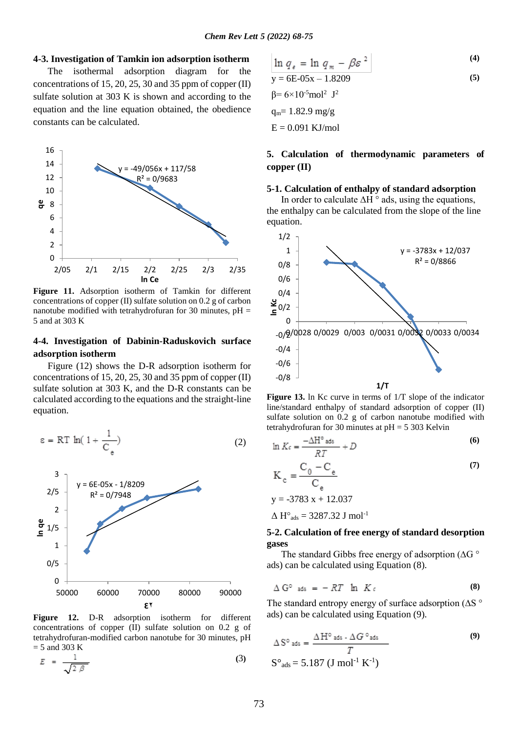### 4-3. Investigation of Tamkin ion adsorption isotherm

The isothermal adsorption diagram for the concentrations of 15, 20, 25, 30 and 35 ppm of copper (II) sulfate solution at 303 K is shown and according to the equation and the line equation obtained, the obedience constants can be calculated.

**Figure 11.** Adsorption isotherm of Tamkin for different concentrations of copper (II) sulfate solution on 0.2 g of carbon nanotube modified with tetrahydrofuran for 30 minutes, pH = 5 and at 303 K

### 4-4. Investigation of Dabinin-Raduskovich surface adsorption isotherm

Figure (12) shows the D-R adsorption isotherm for concentrations of 15, 20, 25, 30 and 35 ppm of copper (II) sulfate solution at 303 K, and the D-R constants can be calculated according to the equations and the straight-line equation.

$$\varepsilon = RT\ln\left(1+\frac{1}{C_e}\right) \tag{2}$$

**Figure 12.** D-R adsorption isotherm for different concentrations of copper (II) sulfate solution on 0.2 g of tetrahydrofuran-modified carbon nanotube for 30 minutes, pH = 5 and 303 K

$$E = \frac{1}{\sqrt{2\beta}} \tag{3}$$

$$\ln q_e = \ln q_m - \beta\varepsilon^2 \tag{4}$$

$$y = 6E\text{-}05x - 1.8209 \tag{5}$$

$\beta = 6\times10^{-5}\,\text{mol}^2\ \text{J}^2$

$q_m = 1.82.9$ mg/g

E = 0.091 KJ/mol

## 5. Calculation of thermodynamic parameters of copper (II)

### 5-1. Calculation of enthalpy of standard adsorption

In order to calculate $\Delta H°$ ads, using the equations, the enthalpy can be calculated from the slope of the line equation.

**Figure 13.** ln Kc curve in terms of 1/T slope of the indicator line/standard enthalpy of standard adsorption of copper (II) sulfate solution on 0.2 g of carbon nanotube modified with tetrahydrofuran for 30 minutes at pH = 5 303 Kelvin

$$\ln K_c = \frac{-\Delta H°_{ads}}{RT} + D \tag{6}$$

$$K_c = \frac{C_0 - C_e}{C_e} \tag{7}$$

y = -3783 x + 12.037

$\Delta H°_{ads} = 3287.32$ J mol$^{-1}$

### 5-2. Calculation of free energy of standard desorption gases

The standard Gibbs free energy of adsorption ($\Delta G°$ ads) can be calculated using Equation (8).

$$\Delta G°_{ads} = -RT\ln K_c \tag{8}$$

The standard entropy energy of surface adsorption ($\Delta S°$ ads) can be calculated using Equation (9).

$$\Delta S°_{ads} = \frac{\Delta H°_{ads} - \Delta G°_{ads}}{T} \tag{9}$$

$S°_{ads} = 5.187$ (J mol$^{-1}$ K$^{-1}$)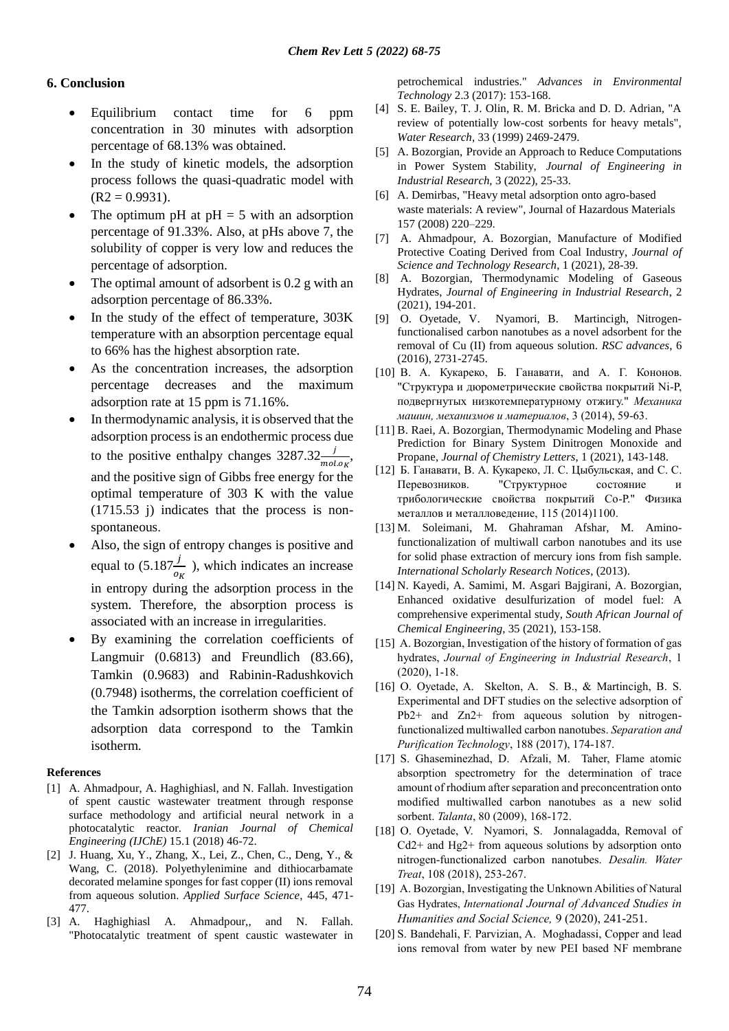## 6. Conclusion

- Equilibrium contact time for 6 ppm concentration in 30 minutes with adsorption percentage of 68.13% was obtained.
- In the study of kinetic models, the adsorption process follows the quasi-quadratic model with ($R2 = 0.9931$).
- The optimum pH at pH = 5 with an adsorption percentage of 91.33%. Also, at pHs above 7, the solubility of copper is very low and reduces the percentage of adsorption.
- The optimal amount of adsorbent is 0.2 g with an adsorption percentage of 86.33%.
- In the study of the effect of temperature, 303K temperature with an absorption percentage equal to 66% has the highest absorption rate.
- As the concentration increases, the adsorption percentage decreases and the maximum adsorption rate at 15 ppm is 71.16%.
- In thermodynamic analysis, it is observed that the adsorption process is an endothermic process due to the positive enthalpy changes $3287.32\frac{j}{mol.o_K}$, and the positive sign of Gibbs free energy for the optimal temperature of 303 K with the value (1715.53 j) indicates that the process is non-spontaneous.
- Also, the sign of entropy changes is positive and equal to ($5.187\frac{j}{o_K}$ ), which indicates an increase in entropy during the adsorption process in the system. Therefore, the absorption process is associated with an increase in irregularities.
- By examining the correlation coefficients of Langmuir (0.6813) and Freundlich (83.66), Tamkin (0.9683) and Rabinin-Radushkovich (0.7948) isotherms, the correlation coefficient of the Tamkin adsorption isotherm shows that the adsorption data correspond to the Tamkin isotherm.

## References

[1] A. Ahmadpour, A. Haghighiasl, and N. Fallah. Investigation of spent caustic wastewater treatment through response surface methodology and artificial neural network in a photocatalytic reactor. *Iranian Journal of Chemical Engineering (IJChE)* 15.1 (2018) 46-72.

[2] J. Huang, Xu, Y., Zhang, X., Lei, Z., Chen, C., Deng, Y., & Wang, C. (2018). Polyethylenimine and dithiocarbamate decorated melamine sponges for fast copper (II) ions removal from aqueous solution. *Applied Surface Science*, 445, 471-477.

[3] A. Haghighiasl A. Ahmadpour,, and N. Fallah. "Photocatalytic treatment of spent caustic wastewater in petrochemical industries." *Advances in Environmental Technology* 2.3 (2017): 153-168.

[4] S. E. Bailey, T. J. Olin, R. M. Bricka and D. D. Adrian, "A review of potentially low-cost sorbents for heavy metals", *Water Research*, 33 (1999) 2469-2479.

[5] A. Bozorgian, Provide an Approach to Reduce Computations in Power System Stability, *Journal of Engineering in Industrial Research*, 3 (2022), 25-33.

[6] A. Demirbas, "Heavy metal adsorption onto agro-based waste materials: A review", Journal of Hazardous Materials 157 (2008) 220–229.

[7] A. Ahmadpour, A. Bozorgian, Manufacture of Modified Protective Coating Derived from Coal Industry, *Journal of Science and Technology Research*, 1 (2021), 28-39.

[8] A. Bozorgian, Thermodynamic Modeling of Gaseous Hydrates, *Journal of Engineering in Industrial Research*, 2 (2021), 194-201.

[9] O. Oyetade, V. Nyamori, B. Martincigh, Nitrogen-functionalised carbon nanotubes as a novel adsorbent for the removal of Cu (II) from aqueous solution. *RSC advances*, 6 (2016), 2731-2745.

[10] В. А. Кукареко, Б. Ганавати, and А. Г. Кононов. "Структура и дюрометрические свойства покрытий Ni-P, подвергнутых низкотемпературному отжигу." *Механика машин, механизмов и материалов*, 3 (2014), 59-63.

[11] B. Raei, A. Bozorgian, Thermodynamic Modeling and Phase Prediction for Binary System Dinitrogen Monoxide and Propane, *Journal of Chemistry Letters*, 1 (2021), 143-148.

[12] Б. Ганавати, В. А. Кукареко, Л. С. Цыбульская, and С. С. Перевозников. "Структурное состояние и трибологические свойства покрытий Co-P." Физика металлов и металловедение, 115 (2014)1100.

[13] M. Soleimani, M. Ghahraman Afshar, M. Amino-functionalization of multiwall carbon nanotubes and its use for solid phase extraction of mercury ions from fish sample. *International Scholarly Research Notices*, (2013).

[14] N. Kayedi, A. Samimi, M. Asgari Bajgirani, A. Bozorgian, Enhanced oxidative desulfurization of model fuel: A comprehensive experimental study, *South African Journal of Chemical Engineering*, 35 (2021), 153-158.

[15] A. Bozorgian, Investigation of the history of formation of gas hydrates, *Journal of Engineering in Industrial Research*, 1 (2020), 1-18.

[16] O. Oyetade, A. Skelton, A. S. B., & Martincigh, B. S. Experimental and DFT studies on the selective adsorption of Pb2+ and Zn2+ from aqueous solution by nitrogen-functionalized multiwalled carbon nanotubes. *Separation and Purification Technology*, 188 (2017), 174-187.

[17] S. Ghaseminezhad, D. Afzali, M. Taher, Flame atomic absorption spectrometry for the determination of trace amount of rhodium after separation and preconcentration onto modified multiwalled carbon nanotubes as a new solid sorbent. *Talanta*, 80 (2009), 168-172.

[18] O. Oyetade, V. Nyamori, S. Jonnalagadda, Removal of Cd2+ and Hg2+ from aqueous solutions by adsorption onto nitrogen-functionalized carbon nanotubes. *Desalin. Water Treat*, 108 (2018), 253-267.

[19] A. Bozorgian, Investigating the Unknown Abilities of Natural Gas Hydrates, *International Journal of Advanced Studies in Humanities and Social Science,* 9 (2020), 241-251.

[20] S. Bandehali, F. Parvizian, A. Moghadassi, Copper and lead ions removal from water by new PEI based NF membrane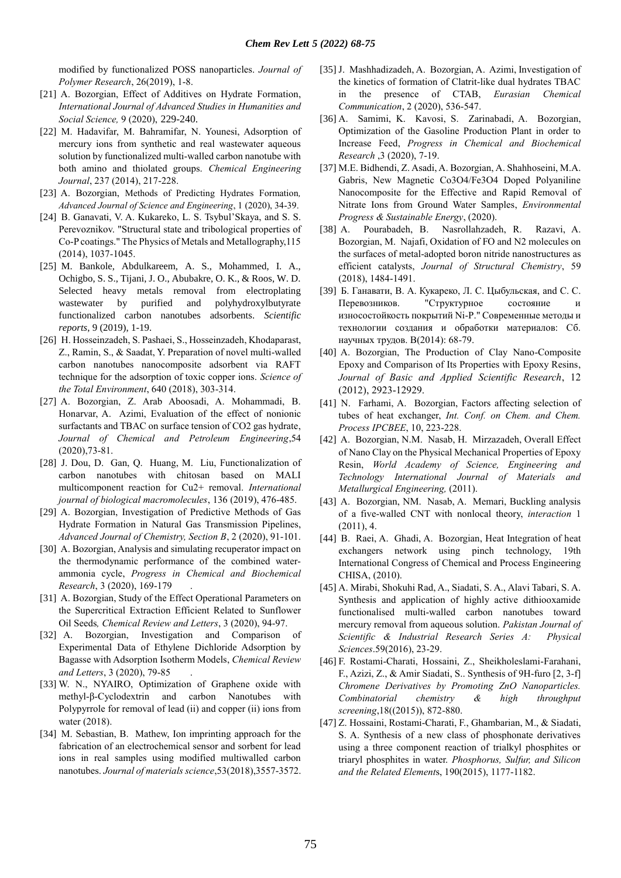modified by functionalized POSS nanoparticles. *Journal of Polymer Research*, 26(2019), 1-8.

[21] A. Bozorgian, Effect of Additives on Hydrate Formation, *International Journal of Advanced Studies in Humanities and Social Science,* 9 (2020), 229-240.

[22] M. Hadavifar, M. Bahramifar, N. Younesi, Adsorption of mercury ions from synthetic and real wastewater aqueous solution by functionalized multi-walled carbon nanotube with both amino and thiolated groups. *Chemical Engineering Journal*, 237 (2014), 217-228.

[23] A. Bozorgian, Methods of Predicting Hydrates Formation*, Advanced Journal of Science and Engineering*, 1 (2020), 34-39.

[24] B. Ganavati, V. A. Kukareko, L. S. Tsybul'Skaya, and S. S. Perevoznikov. "Structural state and tribological properties of Co-P coatings." The Physics of Metals and Metallography,115 (2014), 1037-1045.

[25] M. Bankole, Abdulkareem, A. S., Mohammed, I. A., Ochigbo, S. S., Tijani, J. O., Abubakre, O. K., & Roos, W. D. Selected heavy metals removal from electroplating wastewater by purified and polyhydroxylbutyrate functionalized carbon nanotubes adsorbents. *Scientific reports*, 9 (2019), 1-19.

[26] H. Hosseinzadeh, S. Pashaei, S., Hosseinzadeh, Khodaparast, Z., Ramin, S., & Saadat, Y. Preparation of novel multi-walled carbon nanotubes nanocomposite adsorbent via RAFT technique for the adsorption of toxic copper ions. *Science of the Total Environment*, 640 (2018), 303-314.

[27] A. Bozorgian, Z. Arab Aboosadi, A. Mohammadi, B. Honarvar, A. Azimi, Evaluation of the effect of nonionic surfactants and TBAC on surface tension of CO2 gas hydrate, *Journal of Chemical and Petroleum Engineering*,54 (2020),73-81.

[28] J. Dou, D. Gan, Q. Huang, M. Liu, Functionalization of carbon nanotubes with chitosan based on MALI multicomponent reaction for Cu2+ removal. *International journal of biological macromolecules*, 136 (2019), 476-485.

[29] A. Bozorgian, Investigation of Predictive Methods of Gas Hydrate Formation in Natural Gas Transmission Pipelines, *Advanced Journal of Chemistry, Section B*, 2 (2020), 91-101.

[30] A. Bozorgian, Analysis and simulating recuperator impact on the thermodynamic performance of the combined water-ammonia cycle, *Progress in Chemical and Biochemical Research*, 3 (2020), 169-179 .

[31] A. Bozorgian, Study of the Effect Operational Parameters on the Supercritical Extraction Efficient Related to Sunflower Oil Seeds*, Chemical Review and Letters*, 3 (2020), 94-97.

[32] A. Bozorgian, Investigation and Comparison of Experimental Data of Ethylene Dichloride Adsorption by Bagasse with Adsorption Isotherm Models, *Chemical Review and Letters*, 3 (2020), 79-85 .

[33] W. N., NYAIRO, Optimization of Graphene oxide with methyl-β-Cyclodextrin and carbon Nanotubes with Polypyrrole for removal of lead (ii) and copper (ii) ions from water (2018).

[34] M. Sebastian, B. Mathew, Ion imprinting approach for the fabrication of an electrochemical sensor and sorbent for lead ions in real samples using modified multiwalled carbon nanotubes. *Journal of materials science*,53(2018),3557-3572.

[35] J. Mashhadizadeh, A. Bozorgian, A. Azimi, Investigation of the kinetics of formation of Clatrit-like dual hydrates TBAC in the presence of CTAB, *Eurasian Chemical Communication*, 2 (2020), 536-547.

[36] A. Samimi, K. Kavosi, S. Zarinabadi, A. Bozorgian, Optimization of the Gasoline Production Plant in order to Increase Feed, *Progress in Chemical and Biochemical Research* ,3 (2020), 7-19.

[37] M.E. Bidhendi, Z. Asadi, A. Bozorgian, A. Shahhoseini, M.A. Gabris, New Magnetic Co3O4/Fe3O4 Doped Polyaniline Nanocomposite for the Effective and Rapid Removal of Nitrate Ions from Ground Water Samples, *Environmental Progress & Sustainable Energy*, (2020).

[38] A. Pourabadeh, B. Nasrollahzadeh, R. Razavi, A. Bozorgian, M. Najafi, Oxidation of FO and N2 molecules on the surfaces of metal-adopted boron nitride nanostructures as efficient catalysts, *Journal of Structural Chemistry*, 59 (2018), 1484-1491.

[39] Б. Ганавати, В. А. Кукареко, Л. С. Цыбульская, and С. С. Перевозников. "Структурное состояние и износостойкость покрытий Ni-P." Современные методы и технологии создания и обработки материалов: Сб. научных трудов. В(2014): 68-79.

[40] A. Bozorgian, The Production of Clay Nano-Composite Epoxy and Comparison of Its Properties with Epoxy Resins, *Journal of Basic and Applied Scientific Research*, 12 (2012), 2923-12929.

[41] N. Farhami, A. Bozorgian, Factors affecting selection of tubes of heat exchanger, *Int. Conf. on Chem. and Chem. Process IPCBEE*, 10, 223-228.

[42] A. Bozorgian, N.M. Nasab, H. Mirzazadeh, Overall Effect of Nano Clay on the Physical Mechanical Properties of Epoxy Resin, *World Academy of Science, Engineering and Technology International Journal of Materials and Metallurgical Engineering,* (2011).

[43] A. Bozorgian, NM. Nasab, A. Memari, Buckling analysis of a five-walled CNT with nonlocal theory, *interaction* 1 (2011), 4.

[44] B. Raei, A. Ghadi, A. Bozorgian, Heat Integration of heat exchangers network using pinch technology, 19th International Congress of Chemical and Process Engineering CHISA, (2010).

[45] A. Mirabi, Shokuhi Rad, A., Siadati, S. A., Alavi Tabari, S. A. Synthesis and application of highly active dithiooxamide functionalised multi-walled carbon nanotubes toward mercury removal from aqueous solution. *Pakistan Journal of Scientific & Industrial Research Series A: Physical Sciences*.59(2016), 23-29.

[46] F. Rostami-Charati, Hossaini, Z., Sheikholeslami-Farahani, F., Azizi, Z., & Amir Siadati, S.. Synthesis of 9H-furo [2, 3-f] *Chromene Derivatives by Promoting ZnO Nanoparticles. Combinatorial chemistry & high throughput screening*,18((2015)), 872-880.

[47] Z. Hossaini, Rostami-Charati, F., Ghambarian, M., & Siadati, S. A. Synthesis of a new class of phosphonate derivatives using a three component reaction of trialkyl phosphites or triaryl phosphites in water. *Phosphorus, Sulfur, and Silicon and the Related Element*s, 190(2015), 1177-1182.